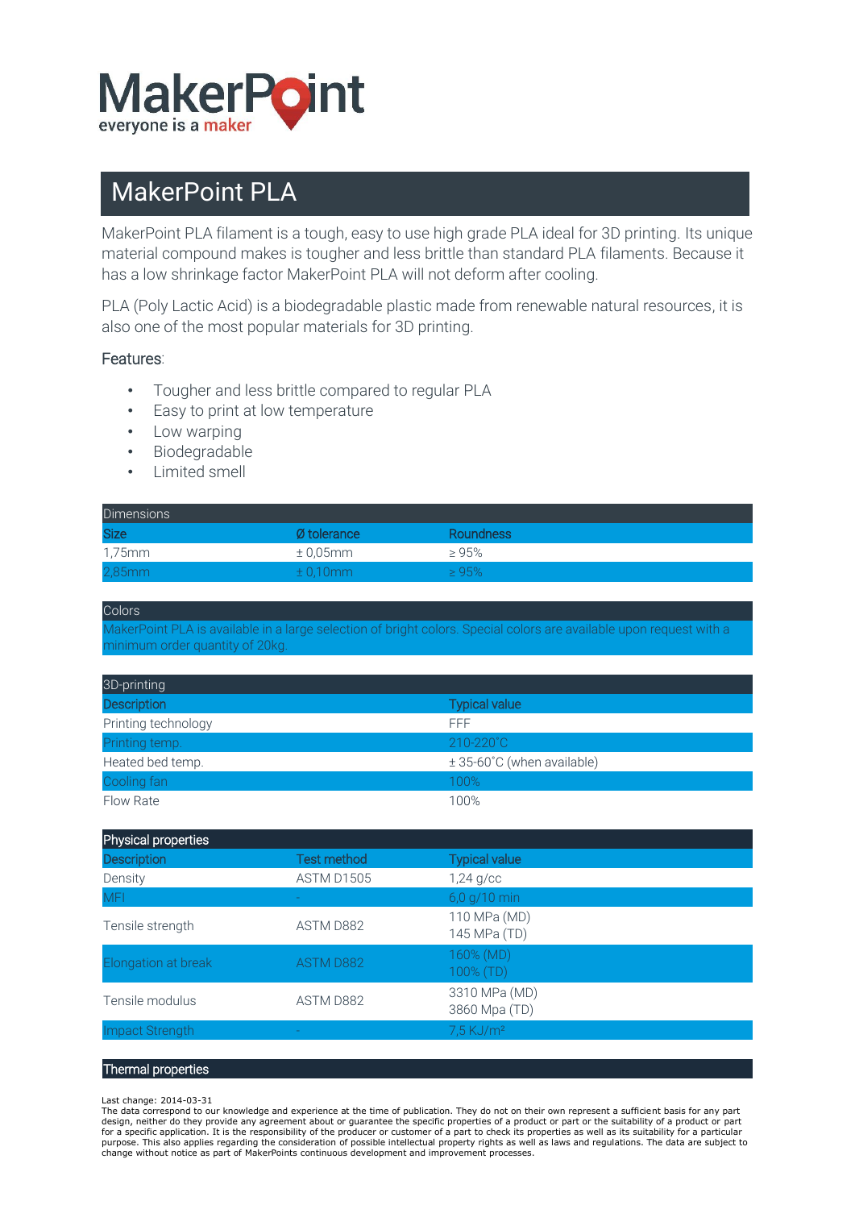MakerPoint
everyone is a maker

# MakerPoint PLA

MakerPoint PLA filament is a tough, easy to use high grade PLA ideal for 3D printing. Its unique material compound makes is tougher and less brittle than standard PLA filaments. Because it has a low shrinkage factor MakerPoint PLA will not deform after cooling.

PLA (Poly Lactic Acid) is a biodegradable plastic made from renewable natural resources, it is also one of the most popular materials for 3D printing.

Features:

- Tougher and less brittle compared to regular PLA
- Easy to print at low temperature
- Low warping
- Biodegradable
- Limited smell

| Dimensions | | |
|---|---|---|
| Size | Ø tolerance | Roundness |
| 1,75mm | ± 0,05mm | ≥ 95% |
| 2,85mm | ± 0,10mm | ≥ 95% |

| Colors |
|---|
| MakerPoint PLA is available in a large selection of bright colors. Special colors are available upon request with a minimum order quantity of 20kg. |

| 3D-printing | |
|---|---|
| Description | Typical value |
| Printing technology | FFF |
| Printing temp. | 210-220˚C |
| Heated bed temp. | ± 35-60˚C (when available) |
| Cooling fan | 100% |
| Flow Rate | 100% |

| Physical properties | | |
|---|---|---|
| Description | Test method | Typical value |
| Density | ASTM D1505 | 1,24 g/cc |
| MFI | - | 6,0 g/10 min |
| Tensile strength | ASTM D882 | 110 MPa (MD)<br>145 MPa (TD) |
| Elongation at break | ASTM D882 | 160% (MD)<br>100% (TD) |
| Tensile modulus | ASTM D882 | 3310 MPa (MD)<br>3860 Mpa (TD) |
| Impact Strength | - | 7,5 KJ/m² |

| Thermal properties |
|---|

Last change: 2014-03-31
The data correspond to our knowledge and experience at the time of publication. They do not on their own represent a sufficient basis for any part design, neither do they provide any agreement about or guarantee the specific properties of a product or part or the suitability of a product or part for a specific application. It is the responsibility of the producer or customer of a part to check its properties as well as its suitability for a particular purpose. This also applies regarding the consideration of possible intellectual property rights as well as laws and regulations. The data are subject to change without notice as part of MakerPoints continuous development and improvement processes.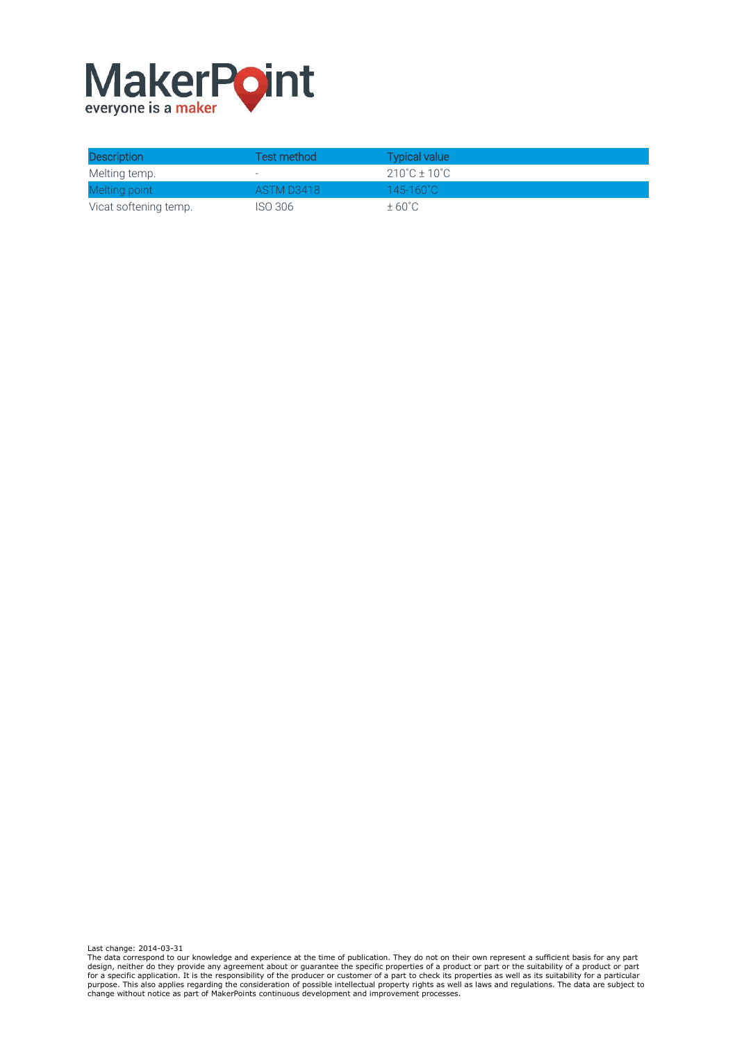MakerPoint
everyone is a maker

| Description | Test method | Typical value |
| --- | --- | --- |
| Melting temp. | - | 210˚C ± 10˚C |
| Melting point | ASTM D3418 | 145-160˚C |
| Vicat softening temp. | ISO 306 | ± 60˚C |

Last change: 2014-03-31

The data correspond to our knowledge and experience at the time of publication. They do not on their own represent a sufficient basis for any part design, neither do they provide any agreement about or guarantee the specific properties of a product or part or the suitability of a product or part for a specific application. It is the responsibility of the producer or customer of a part to check its properties as well as its suitability for a particular purpose. This also applies regarding the consideration of possible intellectual property rights as well as laws and regulations. The data are subject to change without notice as part of MakerPoints continuous development and improvement processes.